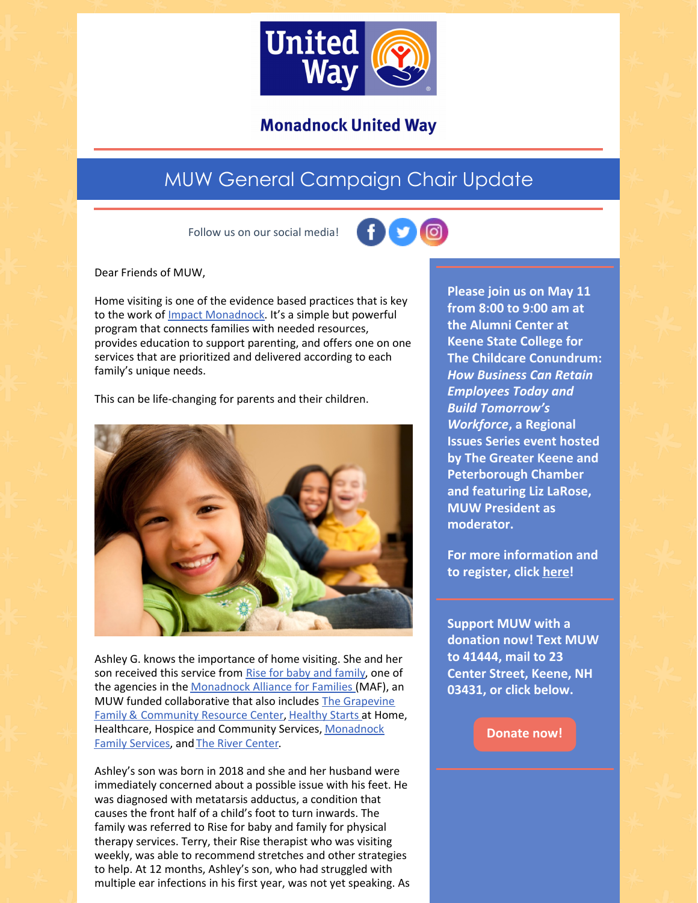# Monadnock United Way

## MUW General Campaign Chair Update

Follow us on our social media!

Dear Friends of MUW,

Home visiting is one of the evidence based practices that is key to the work of Impact Monadnock. It's a simple but powerful program that connects families with needed resources, provides education to support parenting, and offers one on one services that are prioritized and delivered according to each family's unique needs.

This can be life-changing for parents and their children.

Ashley G. knows the importance of home visiting. She and her son received this service from Rise for baby and family, one of the agencies in the Monadnock Alliance for Families (MAF), an MUW funded collaborative that also includes The Grapevine Family & Community Resource Center, Healthy Starts at Home, Healthcare, Hospice and Community Services, Monadnock Family Services, and The River Center.

Ashley's son was born in 2018 and she and her husband were immediately concerned about a possible issue with his feet. He was diagnosed with metatarsis adductus, a condition that causes the front half of a child's foot to turn inwards. The family was referred to Rise for baby and family for physical therapy services. Terry, their Rise therapist who was visiting weekly, was able to recommend stretches and other strategies to help. At 12 months, Ashley's son, who had struggled with multiple ear infections in his first year, was not yet speaking. As

**Please join us on May 11 from 8:00 to 9:00 am at the Alumni Center at Keene State College for The Childcare Conundrum: *How Business Can Retain Employees Today and Build Tomorrow's Workforce*, a Regional Issues Series event hosted by The Greater Keene and Peterborough Chamber and featuring Liz LaRose, MUW President as moderator.**

**For more information and to register, click here!**

**Support MUW with a donation now! Text MUW to 41444, mail to 23 Center Street, Keene, NH 03431, or click below.**

**Donate now!**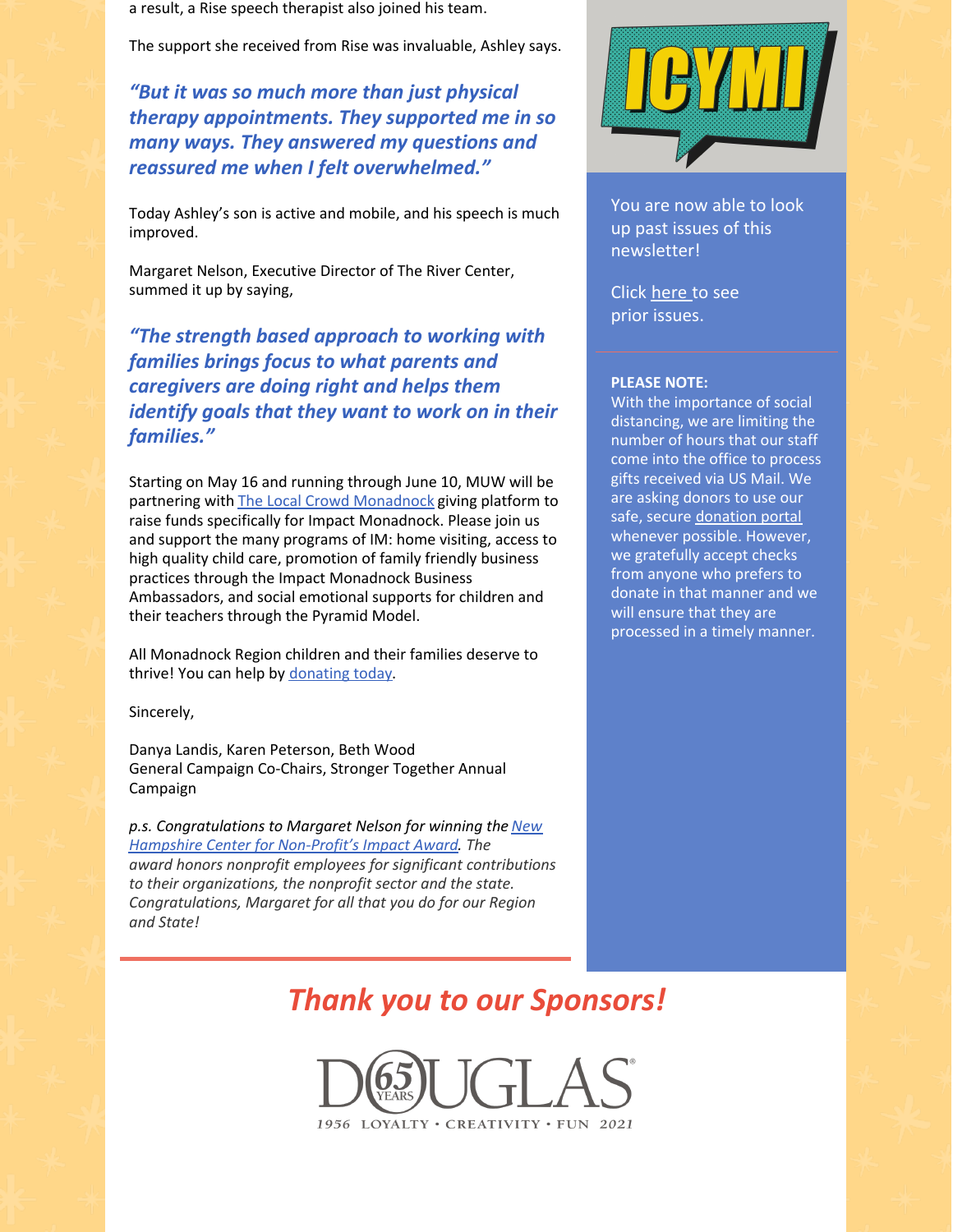a result, a Rise speech therapist also joined his team.

The support she received from Rise was invaluable, Ashley says.

***"But it was so much more than just physical therapy appointments. They supported me in so many ways. They answered my questions and reassured me when I felt overwhelmed."***

Today Ashley's son is active and mobile, and his speech is much improved.

Margaret Nelson, Executive Director of The River Center, summed it up by saying,

***"The strength based approach to working with families brings focus to what parents and caregivers are doing right and helps them identify goals that they want to work on in their families."***

Starting on May 16 and running through June 10, MUW will be partnering with The Local Crowd Monadnock giving platform to raise funds specifically for Impact Monadnock. Please join us and support the many programs of IM: home visiting, access to high quality child care, promotion of family friendly business practices through the Impact Monadnock Business Ambassadors, and social emotional supports for children and their teachers through the Pyramid Model.

All Monadnock Region children and their families deserve to thrive! You can help by donating today.

Sincerely,

Danya Landis, Karen Peterson, Beth Wood
General Campaign Co-Chairs, Stronger Together Annual Campaign

*p.s. Congratulations to Margaret Nelson for winning the New Hampshire Center for Non-Profit's Impact Award. The award honors nonprofit employees for significant contributions to their organizations, the nonprofit sector and the state. Congratulations, Margaret for all that you do for our Region and State!*

ICYMI

You are now able to look up past issues of this newsletter!

Click here to see prior issues.

**PLEASE NOTE:**
With the importance of social distancing, we are limiting the number of hours that our staff come into the office to process gifts received via US Mail. We are asking donors to use our safe, secure donation portal whenever possible. However, we gratefully accept checks from anyone who prefers to donate in that manner and we will ensure that they are processed in a timely manner.

## *Thank you to our Sponsors!*

DOUGLAS 65 YEARS
1956 LOYALTY · CREATIVITY · FUN 2021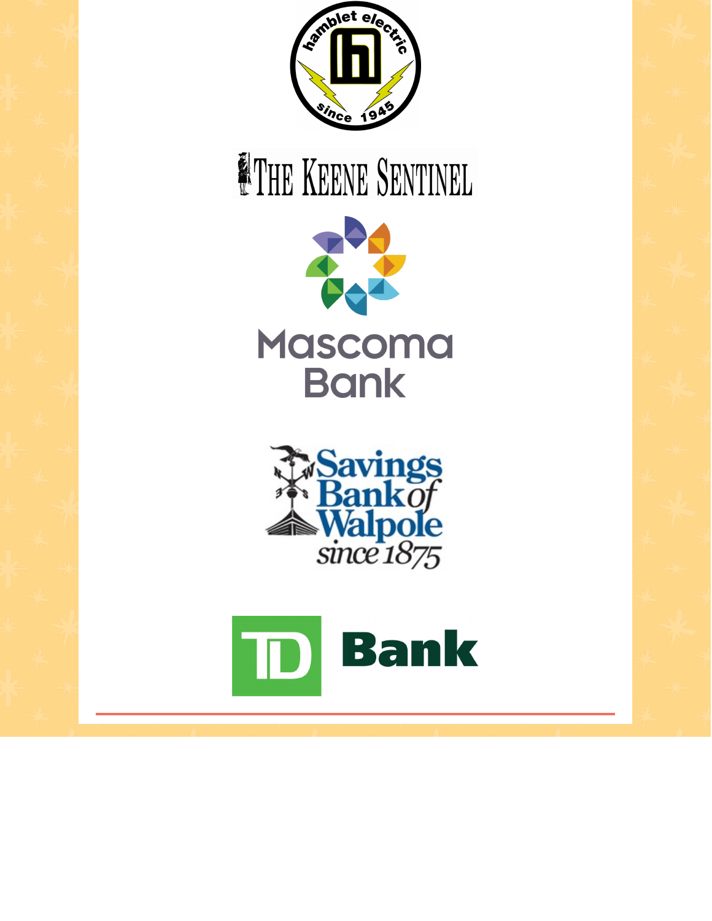hamblet electric

since 1945

The Keene Sentinel

Mascoma Bank

Savings Bank of Walpole

since 1875

TD Bank